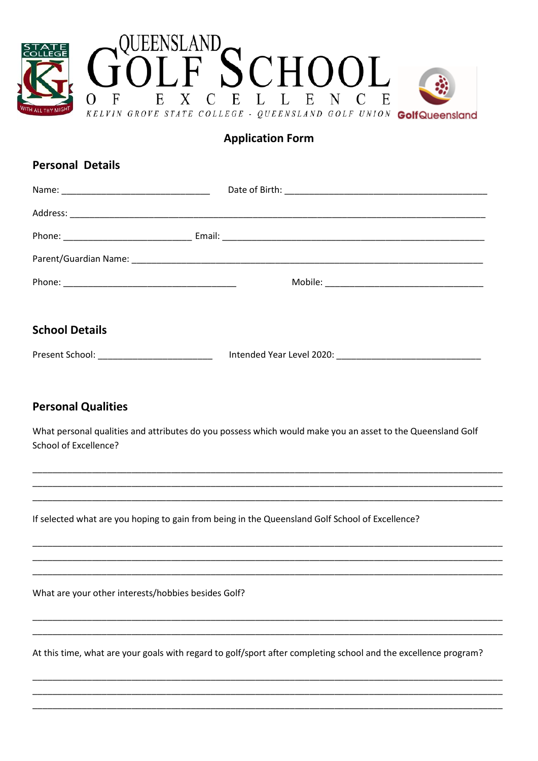# QUEENSLAND GOLF SCHOOL OF EXCELLENCE

*KELVIN GROVE STATE COLLEGE - QUEENSLAND GOLF UNION*

## Application Form

### Personal Details

Name: _____________________________ Date of Birth: _________________________________________

Address: __________________________________________________________________________________

Phone: _________________________ Email: ____________________________________________________

Parent/Guardian Name: _____________________________________________________________________

Phone: __________________________________ Mobile: ________________________________

### School Details

Present School: ______________________ Intended Year Level 2020: ____________________________

### Personal Qualities

What personal qualities and attributes do you possess which would make you an asset to the Queensland Golf School of Excellence?

_____________________________________________________________________________________________

_____________________________________________________________________________________________

_____________________________________________________________________________________________

If selected what are you hoping to gain from being in the Queensland Golf School of Excellence?

_____________________________________________________________________________________________

_____________________________________________________________________________________________

_____________________________________________________________________________________________

What are your other interests/hobbies besides Golf?

_____________________________________________________________________________________________

_____________________________________________________________________________________________

At this time, what are your goals with regard to golf/sport after completing school and the excellence program?

_____________________________________________________________________________________________

_____________________________________________________________________________________________

_____________________________________________________________________________________________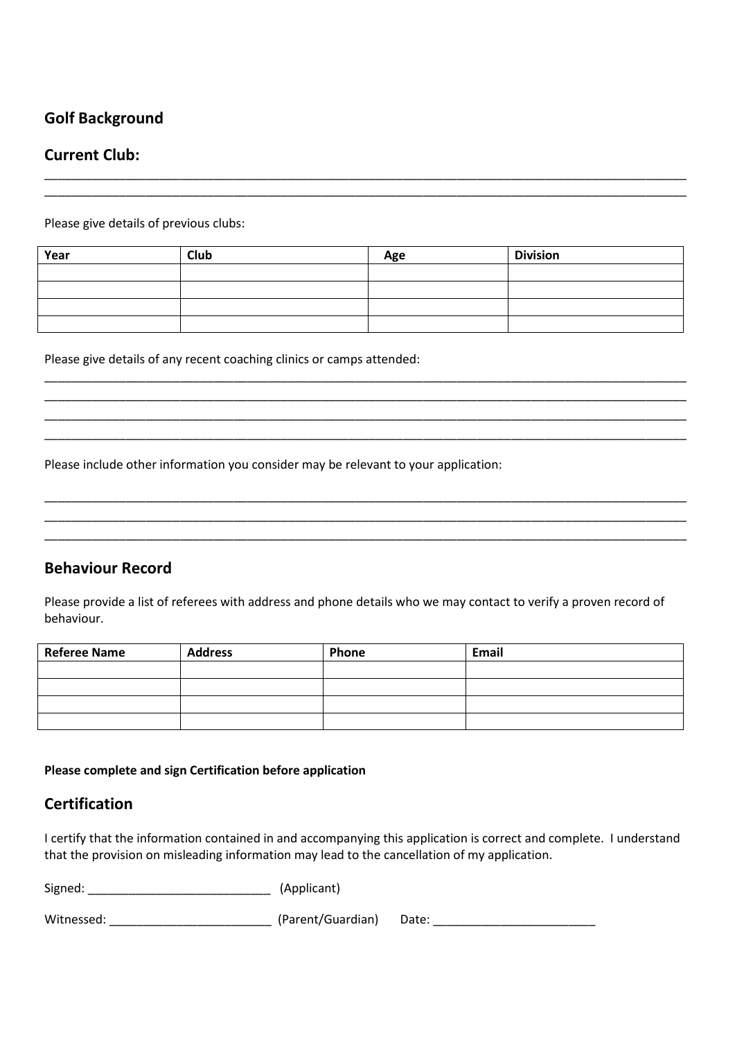## Golf Background

## Current Club:

_______________________________________________________________________________________________
_______________________________________________________________________________________________

Please give details of previous clubs:

| Year | Club | Age | Division |
| --- | --- | --- | --- |
| | | | |
| | | | |
| | | | |
| | | | |

Please give details of any recent coaching clinics or camps attended:

_______________________________________________________________________________________________
_______________________________________________________________________________________________
_______________________________________________________________________________________________
_______________________________________________________________________________________________

Please include other information you consider may be relevant to your application:

_______________________________________________________________________________________________
_______________________________________________________________________________________________
_______________________________________________________________________________________________

## Behaviour Record

Please provide a list of referees with address and phone details who we may contact to verify a proven record of behaviour.

| Referee Name | Address | Phone | Email |
| --- | --- | --- | --- |
| | | | |
| | | | |
| | | | |
| | | | |

**Please complete and sign Certification before application**

## Certification

I certify that the information contained in and accompanying this application is correct and complete. I understand that the provision on misleading information may lead to the cancellation of my application.

Signed: ___________________________ (Applicant)

Witnessed: ________________________ (Parent/Guardian) Date: ________________________